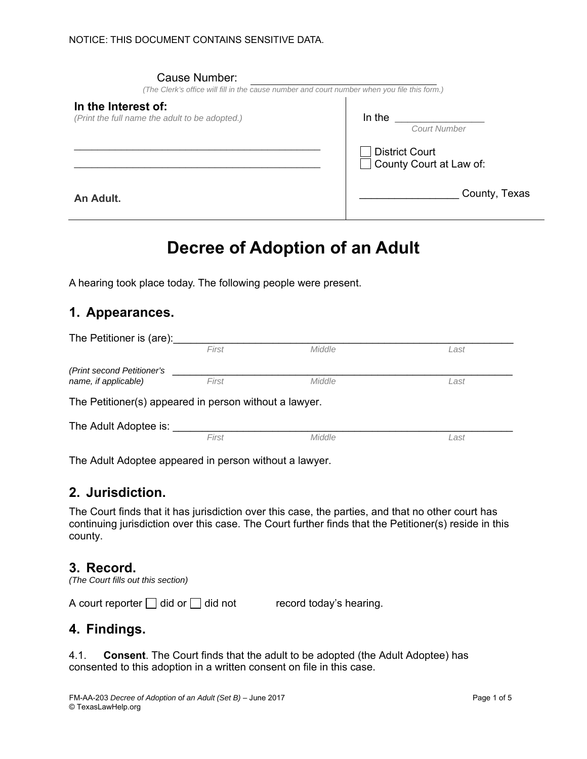NOTICE: THIS DOCUMENT CONTAINS SENSITIVE DATA.

Cause Number: ______________________________

*(The Clerk's office will fill in the cause number and court number when you file this form.)*

| **In the Interest of:** *(Print the full name the adult to be adopted.)* | In the ______________ *Court Number* |
|---|---|
| ________________________________________ | ☐ District Court |
| ________________________________________ | ☐ County Court at Law of: |
| **An Adult.** | ______________ County, Texas |

# Decree of Adoption of an Adult

A hearing took place today. The following people were present.

## 1. Appearances.

The Petitioner is (are): ____________________________________________________
*First* *Middle* *Last*

*(Print second Petitioner's name, if applicable)* ____________________________________________________
*First* *Middle* *Last*

The Petitioner(s) appeared in person without a lawyer.

The Adult Adoptee is: ____________________________________________________
*First* *Middle* *Last*

The Adult Adoptee appeared in person without a lawyer.

## 2. Jurisdiction.

The Court finds that it has jurisdiction over this case, the parties, and that no other court has continuing jurisdiction over this case. The Court further finds that the Petitioner(s) reside in this county.

## 3. Record.

*(The Court fills out this section)*

A court reporter ☐ did or ☐ did not record today's hearing.

## 4. Findings.

4.1. **Consent**. The Court finds that the adult to be adopted (the Adult Adoptee) has consented to this adoption in a written consent on file in this case.

FM-AA-203 *Decree of Adoption of an Adult (Set B)* – June 2017
© TexasLawHelp.org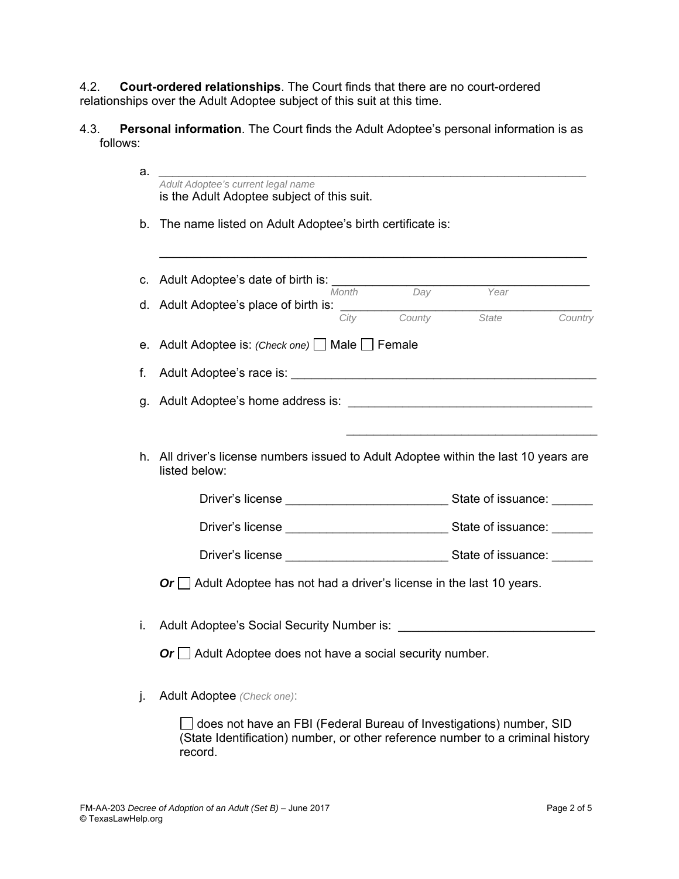4.2. **Court-ordered relationships**. The Court finds that there are no court-ordered relationships over the Adult Adoptee subject of this suit at this time.

4.3. **Personal information**. The Court finds the Adult Adoptee's personal information is as follows:

a. ____________________________________________________________
*Adult Adoptee's current legal name*
is the Adult Adoptee subject of this suit.

b. The name listed on Adult Adoptee's birth certificate is:

____________________________________________________________

c. Adult Adoptee's date of birth is: ______________________________________
*Month Day Year*

d. Adult Adoptee's place of birth is: ______________________________________
*City County State Country*

e. Adult Adoptee is: *(Check one)* ☐ Male ☐ Female

f. Adult Adoptee's race is: ____________________________________________

g. Adult Adoptee's home address is: ____________________________________

____________________________________

h. All driver's license numbers issued to Adult Adoptee within the last 10 years are listed below:

Driver's license ________________________ State of issuance: ______

Driver's license ________________________ State of issuance: ______

Driver's license ________________________ State of issuance: ______

***Or*** ☐ Adult Adoptee has not had a driver's license in the last 10 years.

i. Adult Adoptee's Social Security Number is: ____________________________

***Or*** ☐ Adult Adoptee does not have a social security number.

j. Adult Adoptee *(Check one)*:

☐ does not have an FBI (Federal Bureau of Investigations) number, SID (State Identification) number, or other reference number to a criminal history record.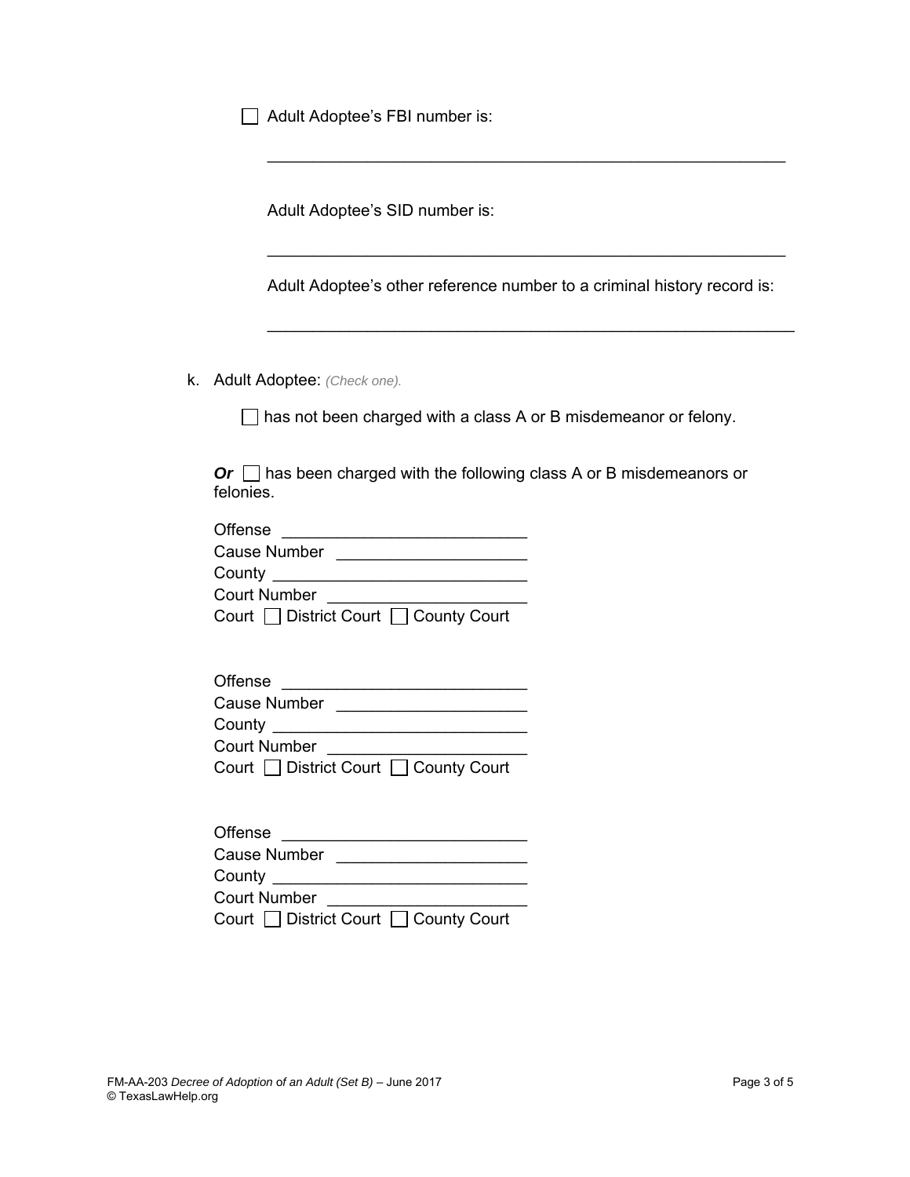☐ Adult Adoptee's FBI number is:

\_\_\_\_\_\_\_\_\_\_\_\_\_\_\_\_\_\_\_\_\_\_\_\_\_\_\_\_\_\_\_\_\_\_\_\_\_\_\_\_\_\_\_\_\_\_\_\_\_\_\_\_

Adult Adoptee's SID number is:

\_\_\_\_\_\_\_\_\_\_\_\_\_\_\_\_\_\_\_\_\_\_\_\_\_\_\_\_\_\_\_\_\_\_\_\_\_\_\_\_\_\_\_\_\_\_\_\_\_\_\_\_

Adult Adoptee's other reference number to a criminal history record is:

\_\_\_\_\_\_\_\_\_\_\_\_\_\_\_\_\_\_\_\_\_\_\_\_\_\_\_\_\_\_\_\_\_\_\_\_\_\_\_\_\_\_\_\_\_\_\_\_\_\_\_\_

k. Adult Adoptee: *(Check one).*

☐ has not been charged with a class A or B misdemeanor or felony.

***Or*** ☐ has been charged with the following class A or B misdemeanors or felonies.

Offense \_\_\_\_\_\_\_\_\_\_\_\_\_\_\_\_\_\_\_\_\_\_\_\_\_\_
Cause Number \_\_\_\_\_\_\_\_\_\_\_\_\_\_\_\_\_\_\_\_
County \_\_\_\_\_\_\_\_\_\_\_\_\_\_\_\_\_\_\_\_\_\_\_\_\_\_
Court Number \_\_\_\_\_\_\_\_\_\_\_\_\_\_\_\_\_\_\_\_\_
Court ☐ District Court ☐ County Court

Offense \_\_\_\_\_\_\_\_\_\_\_\_\_\_\_\_\_\_\_\_\_\_\_\_\_\_
Cause Number \_\_\_\_\_\_\_\_\_\_\_\_\_\_\_\_\_\_\_\_
County \_\_\_\_\_\_\_\_\_\_\_\_\_\_\_\_\_\_\_\_\_\_\_\_\_\_
Court Number \_\_\_\_\_\_\_\_\_\_\_\_\_\_\_\_\_\_\_\_\_
Court ☐ District Court ☐ County Court

Offense \_\_\_\_\_\_\_\_\_\_\_\_\_\_\_\_\_\_\_\_\_\_\_\_\_\_
Cause Number \_\_\_\_\_\_\_\_\_\_\_\_\_\_\_\_\_\_\_\_
County \_\_\_\_\_\_\_\_\_\_\_\_\_\_\_\_\_\_\_\_\_\_\_\_\_\_
Court Number \_\_\_\_\_\_\_\_\_\_\_\_\_\_\_\_\_\_\_\_\_
Court ☐ District Court ☐ County Court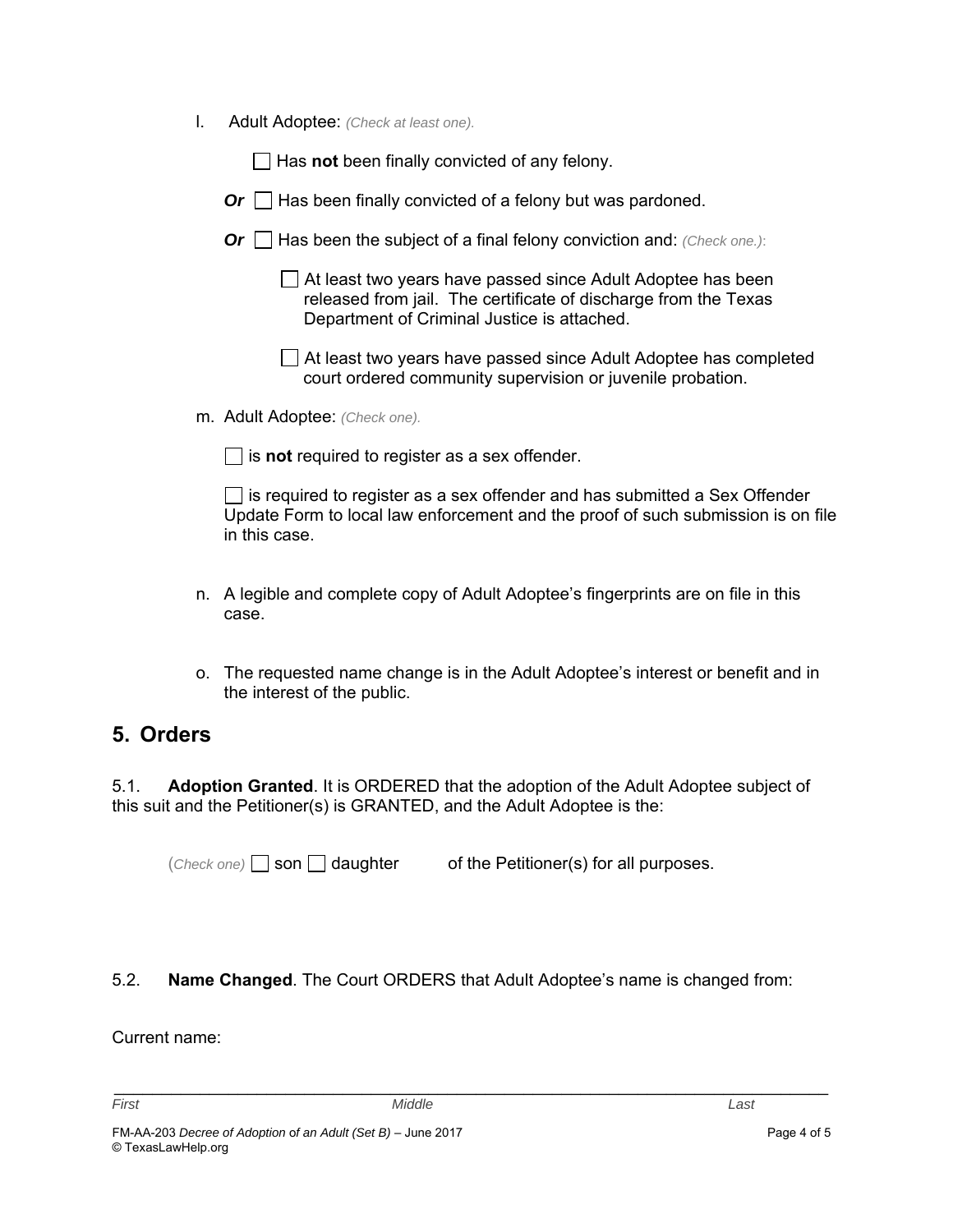l. Adult Adoptee: *(Check at least one).*

☐ Has **not** been finally convicted of any felony.

***Or*** ☐ Has been finally convicted of a felony but was pardoned.

***Or*** ☐ Has been the subject of a final felony conviction and: *(Check one.)*:

☐ At least two years have passed since Adult Adoptee has been released from jail. The certificate of discharge from the Texas Department of Criminal Justice is attached.

☐ At least two years have passed since Adult Adoptee has completed court ordered community supervision or juvenile probation.

m. Adult Adoptee: *(Check one).*

☐ is **not** required to register as a sex offender.

☐ is required to register as a sex offender and has submitted a Sex Offender Update Form to local law enforcement and the proof of such submission is on file in this case.

n. A legible and complete copy of Adult Adoptee's fingerprints are on file in this case.

o. The requested name change is in the Adult Adoptee's interest or benefit and in the interest of the public.

## 5. Orders

5.1. **Adoption Granted**. It is ORDERED that the adoption of the Adult Adoptee subject of this suit and the Petitioner(s) is GRANTED, and the Adult Adoptee is the:

(*Check one)* ☐ son ☐ daughter of the Petitioner(s) for all purposes.

5.2. **Name Changed**. The Court ORDERS that Adult Adoptee's name is changed from:

Current name:

___________________________________________________________________

*First* *Middle* *Last*

FM-AA-203 *Decree of Adoption* of *an Adult (Set B)* – June 2017
© TexasLawHelp.org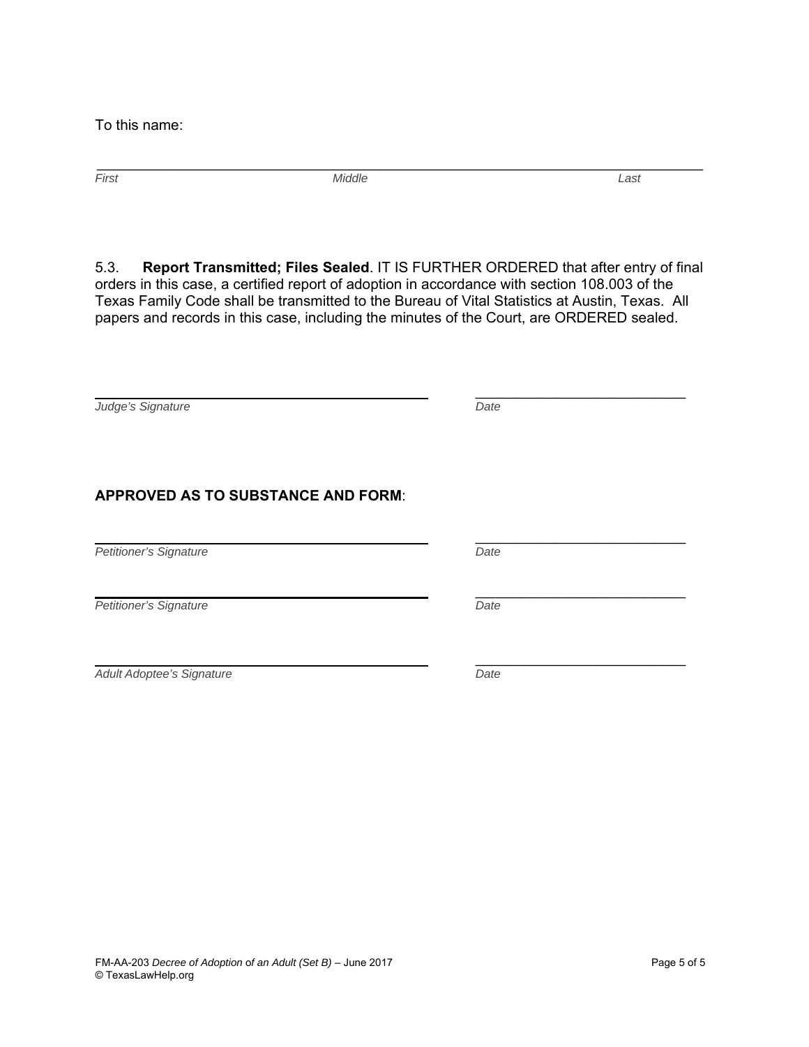To this name:

_______________________________________________________________
*First* *Middle* *Last*

5.3. **Report Transmitted; Files Sealed**. IT IS FURTHER ORDERED that after entry of final orders in this case, a certified report of adoption in accordance with section 108.003 of the Texas Family Code shall be transmitted to the Bureau of Vital Statistics at Austin, Texas. All papers and records in this case, including the minutes of the Court, are ORDERED sealed.

_______________________________ _______________________
*Judge's Signature* *Date*

**APPROVED AS TO SUBSTANCE AND FORM**:

_______________________________ _______________________
*Petitioner's Signature* *Date*

_______________________________ _______________________
*Petitioner's Signature* *Date*

_______________________________ _______________________
*Adult Adoptee's Signature* *Date*

FM-AA-203 *Decree of Adoption of an Adult (Set B)* – June 2017
© TexasLawHelp.org